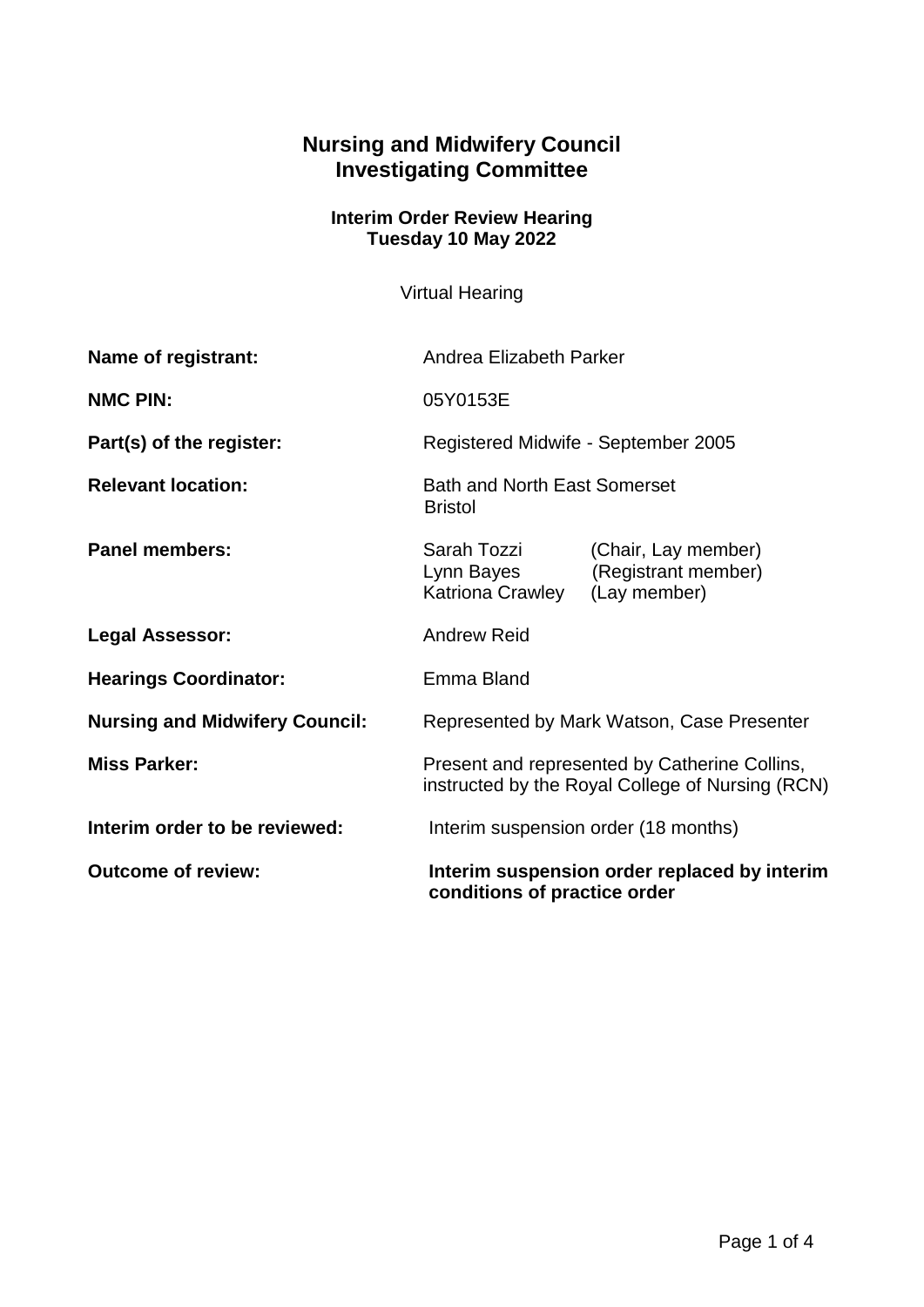# Nursing and Midwifery Council
# Investigating Committee

### Interim Order Review Hearing
### Tuesday 10 May 2022

Virtual Hearing

| | |
|---|---|
| **Name of registrant:** | Andrea Elizabeth Parker |
| **NMC PIN:** | 05Y0153E |
| **Part(s) of the register:** | Registered Midwife - September 2005 |
| **Relevant location:** | Bath and North East Somerset<br>Bristol |
| **Panel members:** | Sarah Tozzi (Chair, Lay member)<br>Lynn Bayes (Registrant member)<br>Katriona Crawley (Lay member) |
| **Legal Assessor:** | Andrew Reid |
| **Hearings Coordinator:** | Emma Bland |
| **Nursing and Midwifery Council:** | Represented by Mark Watson, Case Presenter |
| **Miss Parker:** | Present and represented by Catherine Collins, instructed by the Royal College of Nursing (RCN) |
| **Interim order to be reviewed:** | Interim suspension order (18 months) |
| **Outcome of review:** | **Interim suspension order replaced by interim conditions of practice order** |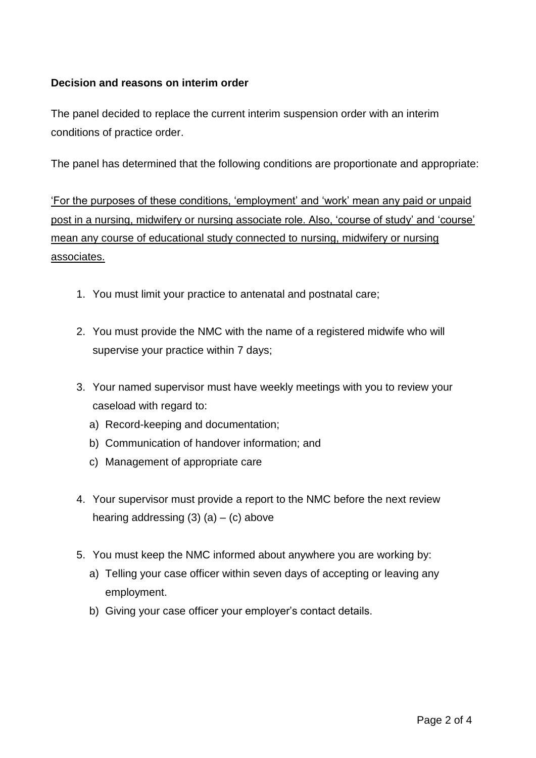**Decision and reasons on interim order**

The panel decided to replace the current interim suspension order with an interim conditions of practice order.

The panel has determined that the following conditions are proportionate and appropriate:

'For the purposes of these conditions, 'employment' and 'work' mean any paid or unpaid post in a nursing, midwifery or nursing associate role. Also, 'course of study' and 'course' mean any course of educational study connected to nursing, midwifery or nursing associates.

1. You must limit your practice to antenatal and postnatal care;

2. You must provide the NMC with the name of a registered midwife who will supervise your practice within 7 days;

3. Your named supervisor must have weekly meetings with you to review your caseload with regard to:
   a) Record-keeping and documentation;
   b) Communication of handover information; and
   c) Management of appropriate care

4. Your supervisor must provide a report to the NMC before the next review hearing addressing (3) (a) – (c) above

5. You must keep the NMC informed about anywhere you are working by:
   a) Telling your case officer within seven days of accepting or leaving any employment.
   b) Giving your case officer your employer's contact details.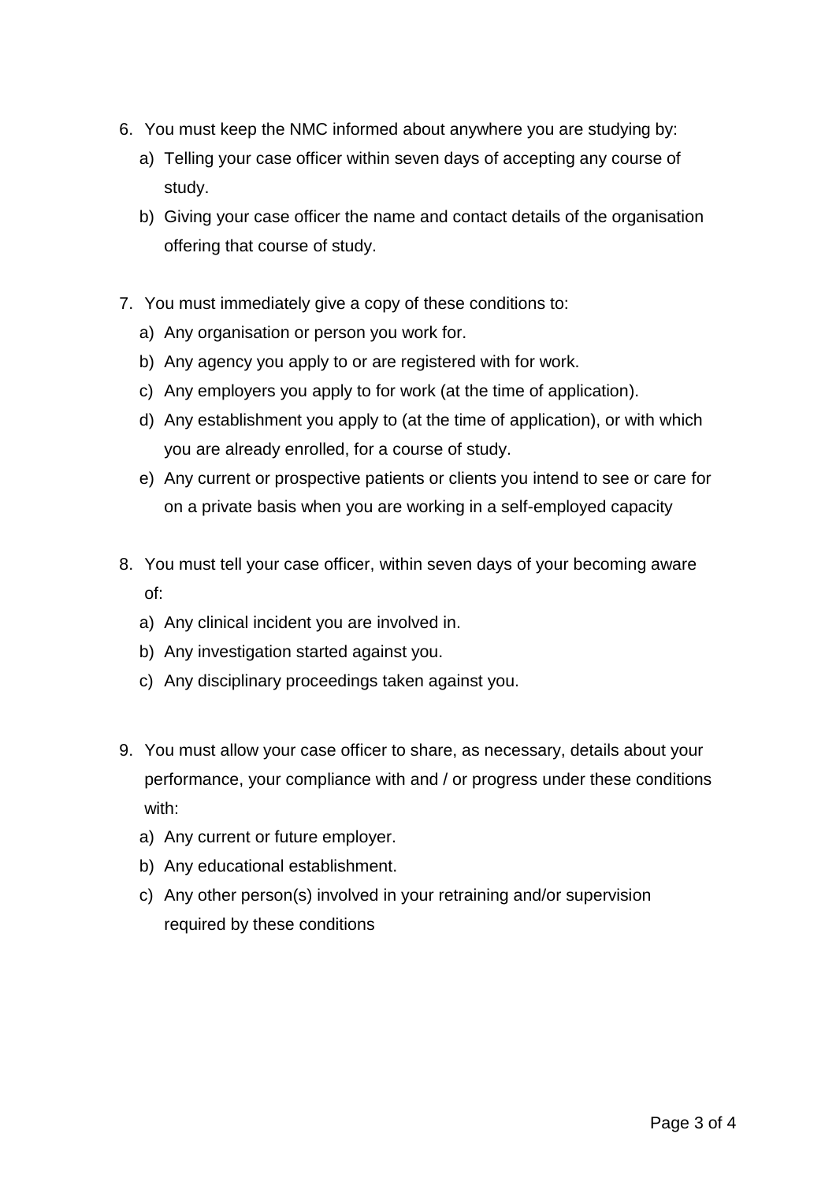6. You must keep the NMC informed about anywhere you are studying by:
   a) Telling your case officer within seven days of accepting any course of study.
   b) Giving your case officer the name and contact details of the organisation offering that course of study.

7. You must immediately give a copy of these conditions to:
   a) Any organisation or person you work for.
   b) Any agency you apply to or are registered with for work.
   c) Any employers you apply to for work (at the time of application).
   d) Any establishment you apply to (at the time of application), or with which you are already enrolled, for a course of study.
   e) Any current or prospective patients or clients you intend to see or care for on a private basis when you are working in a self-employed capacity

8. You must tell your case officer, within seven days of your becoming aware of:
   a) Any clinical incident you are involved in.
   b) Any investigation started against you.
   c) Any disciplinary proceedings taken against you.

9. You must allow your case officer to share, as necessary, details about your performance, your compliance with and / or progress under these conditions with:
   a) Any current or future employer.
   b) Any educational establishment.
   c) Any other person(s) involved in your retraining and/or supervision required by these conditions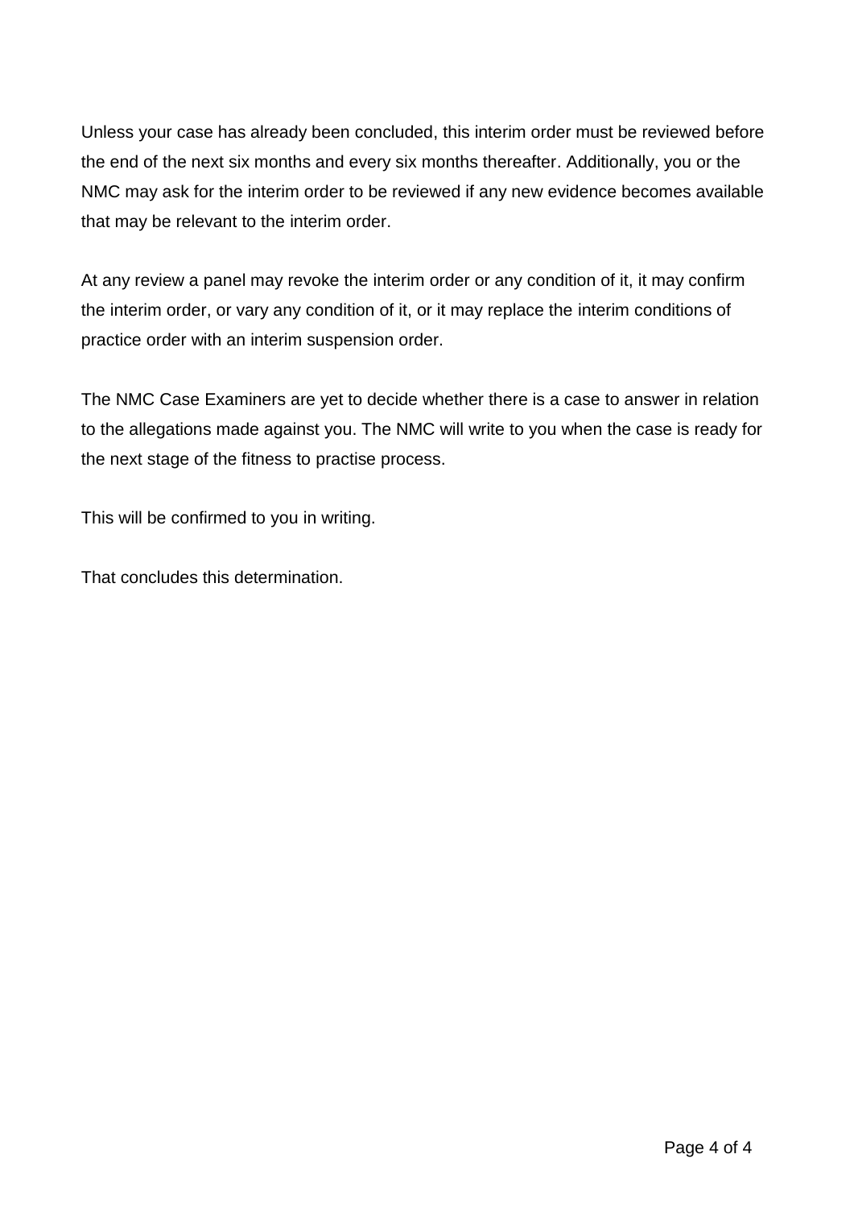Unless your case has already been concluded, this interim order must be reviewed before the end of the next six months and every six months thereafter. Additionally, you or the NMC may ask for the interim order to be reviewed if any new evidence becomes available that may be relevant to the interim order.

At any review a panel may revoke the interim order or any condition of it, it may confirm the interim order, or vary any condition of it, or it may replace the interim conditions of practice order with an interim suspension order.

The NMC Case Examiners are yet to decide whether there is a case to answer in relation to the allegations made against you. The NMC will write to you when the case is ready for the next stage of the fitness to practise process.

This will be confirmed to you in writing.

That concludes this determination.